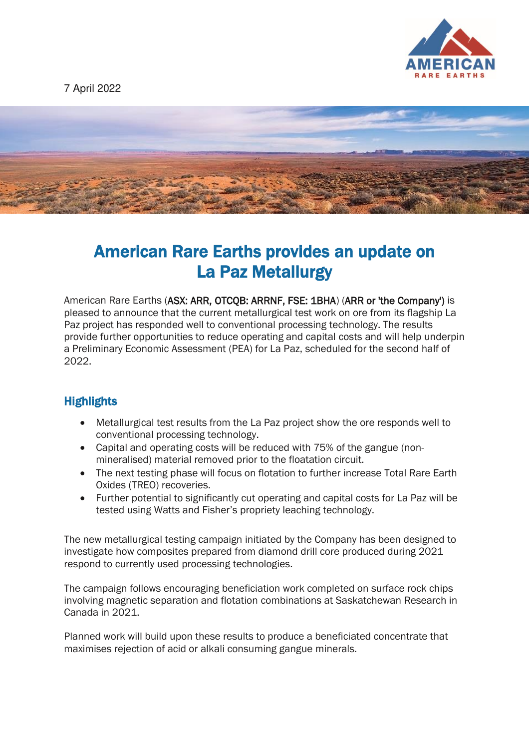7 April 2022

# American Rare Earths provides an update on La Paz Metallurgy

American Rare Earths (ASX: ARR, OTCQB: ARRNF, FSE: 1BHA) (ARR or 'the Company') is pleased to announce that the current metallurgical test work on ore from its flagship La Paz project has responded well to conventional processing technology. The results provide further opportunities to reduce operating and capital costs and will help underpin a Preliminary Economic Assessment (PEA) for La Paz, scheduled for the second half of 2022.

## Highlights

- Metallurgical test results from the La Paz project show the ore responds well to conventional processing technology.
- Capital and operating costs will be reduced with 75% of the gangue (non-mineralised) material removed prior to the floatation circuit.
- The next testing phase will focus on flotation to further increase Total Rare Earth Oxides (TREO) recoveries.
- Further potential to significantly cut operating and capital costs for La Paz will be tested using Watts and Fisher's propriety leaching technology.

The new metallurgical testing campaign initiated by the Company has been designed to investigate how composites prepared from diamond drill core produced during 2021 respond to currently used processing technologies.

The campaign follows encouraging beneficiation work completed on surface rock chips involving magnetic separation and flotation combinations at Saskatchewan Research in Canada in 2021.

Planned work will build upon these results to produce a beneficiated concentrate that maximises rejection of acid or alkali consuming gangue minerals.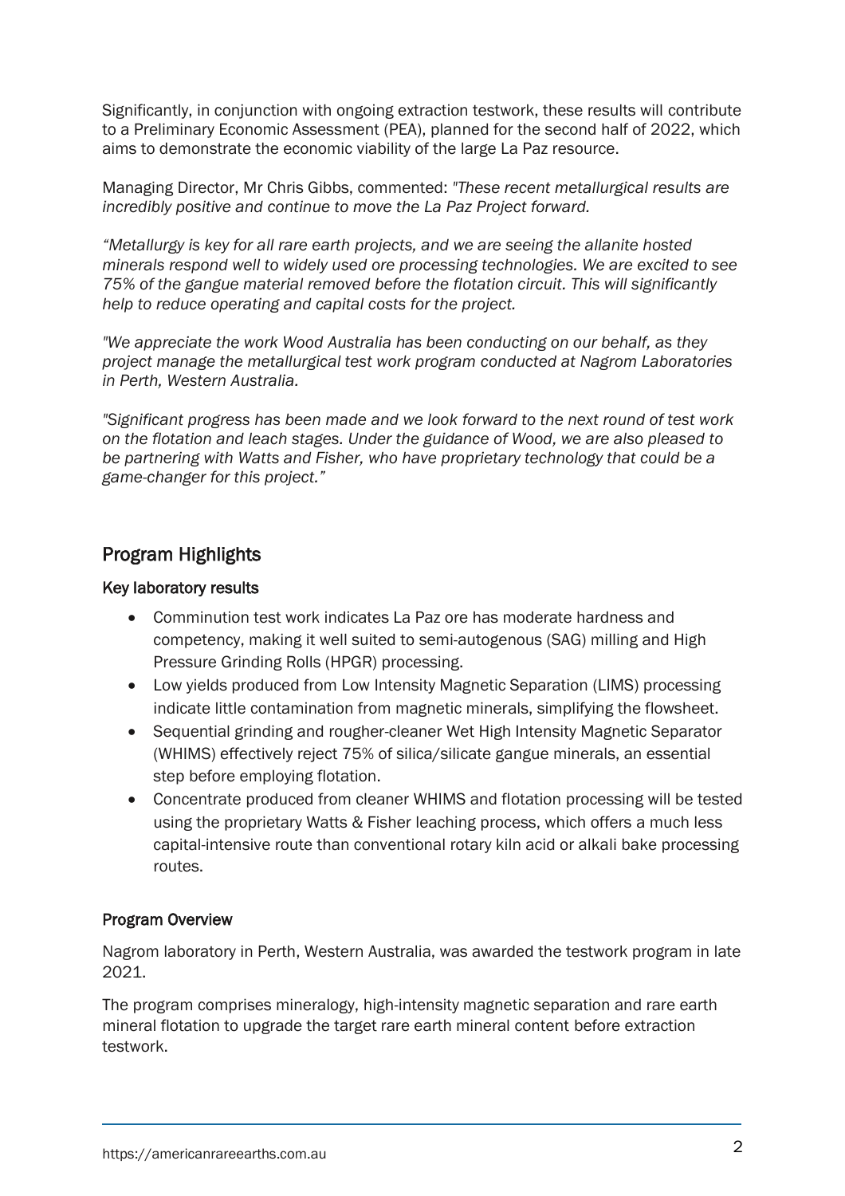Significantly, in conjunction with ongoing extraction testwork, these results will contribute to a Preliminary Economic Assessment (PEA), planned for the second half of 2022, which aims to demonstrate the economic viability of the large La Paz resource.

Managing Director, Mr Chris Gibbs, commented: *"These recent metallurgical results are incredibly positive and continue to move the La Paz Project forward.*

*"Metallurgy is key for all rare earth projects, and we are seeing the allanite hosted minerals respond well to widely used ore processing technologies. We are excited to see 75% of the gangue material removed before the flotation circuit. This will significantly help to reduce operating and capital costs for the project.*

*"We appreciate the work Wood Australia has been conducting on our behalf, as they project manage the metallurgical test work program conducted at Nagrom Laboratories in Perth, Western Australia.*

*"Significant progress has been made and we look forward to the next round of test work on the flotation and leach stages. Under the guidance of Wood, we are also pleased to be partnering with Watts and Fisher, who have proprietary technology that could be a game-changer for this project."*

## Program Highlights

### Key laboratory results

- Comminution test work indicates La Paz ore has moderate hardness and competency, making it well suited to semi-autogenous (SAG) milling and High Pressure Grinding Rolls (HPGR) processing.
- Low yields produced from Low Intensity Magnetic Separation (LIMS) processing indicate little contamination from magnetic minerals, simplifying the flowsheet.
- Sequential grinding and rougher-cleaner Wet High Intensity Magnetic Separator (WHIMS) effectively reject 75% of silica/silicate gangue minerals, an essential step before employing flotation.
- Concentrate produced from cleaner WHIMS and flotation processing will be tested using the proprietary Watts & Fisher leaching process, which offers a much less capital-intensive route than conventional rotary kiln acid or alkali bake processing routes.

### Program Overview

Nagrom laboratory in Perth, Western Australia, was awarded the testwork program in late 2021.

The program comprises mineralogy, high-intensity magnetic separation and rare earth mineral flotation to upgrade the target rare earth mineral content before extraction testwork.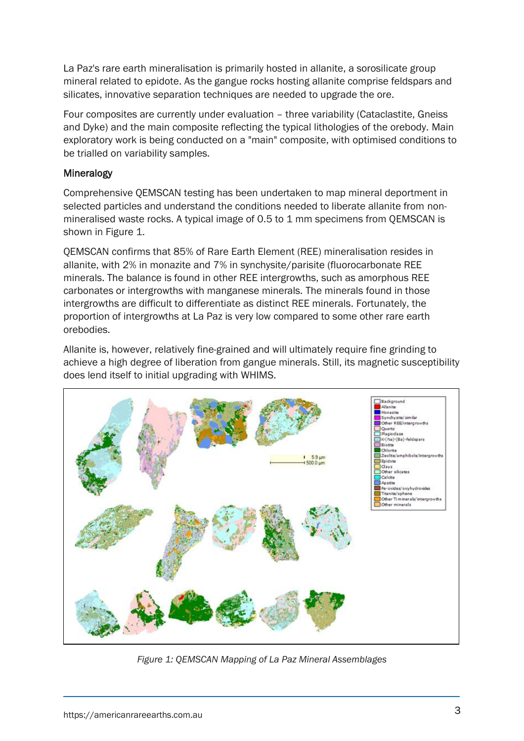La Paz's rare earth mineralisation is primarily hosted in allanite, a sorosilicate group mineral related to epidote. As the gangue rocks hosting allanite comprise feldspars and silicates, innovative separation techniques are needed to upgrade the ore.

Four composites are currently under evaluation – three variability (Cataclastite, Gneiss and Dyke) and the main composite reflecting the typical lithologies of the orebody. Main exploratory work is being conducted on a "main" composite, with optimised conditions to be trialled on variability samples.

## Mineralogy

Comprehensive QEMSCAN testing has been undertaken to map mineral deportment in selected particles and understand the conditions needed to liberate allanite from non-mineralised waste rocks. A typical image of 0.5 to 1 mm specimens from QEMSCAN is shown in Figure 1.

QEMSCAN confirms that 85% of Rare Earth Element (REE) mineralisation resides in allanite, with 2% in monazite and 7% in synchysite/parisite (fluorocarbonate REE minerals. The balance is found in other REE intergrowths, such as amorphous REE carbonates or intergrowths with manganese minerals. The minerals found in those intergrowths are difficult to differentiate as distinct REE minerals. Fortunately, the proportion of intergrowths at La Paz is very low compared to some other rare earth orebodies.

Allanite is, however, relatively fine-grained and will ultimately require fine grinding to achieve a high degree of liberation from gangue minerals. Still, its magnetic susceptibility does lend itself to initial upgrading with WHIMS.

*Figure 1: QEMSCAN Mapping of La Paz Mineral Assemblages*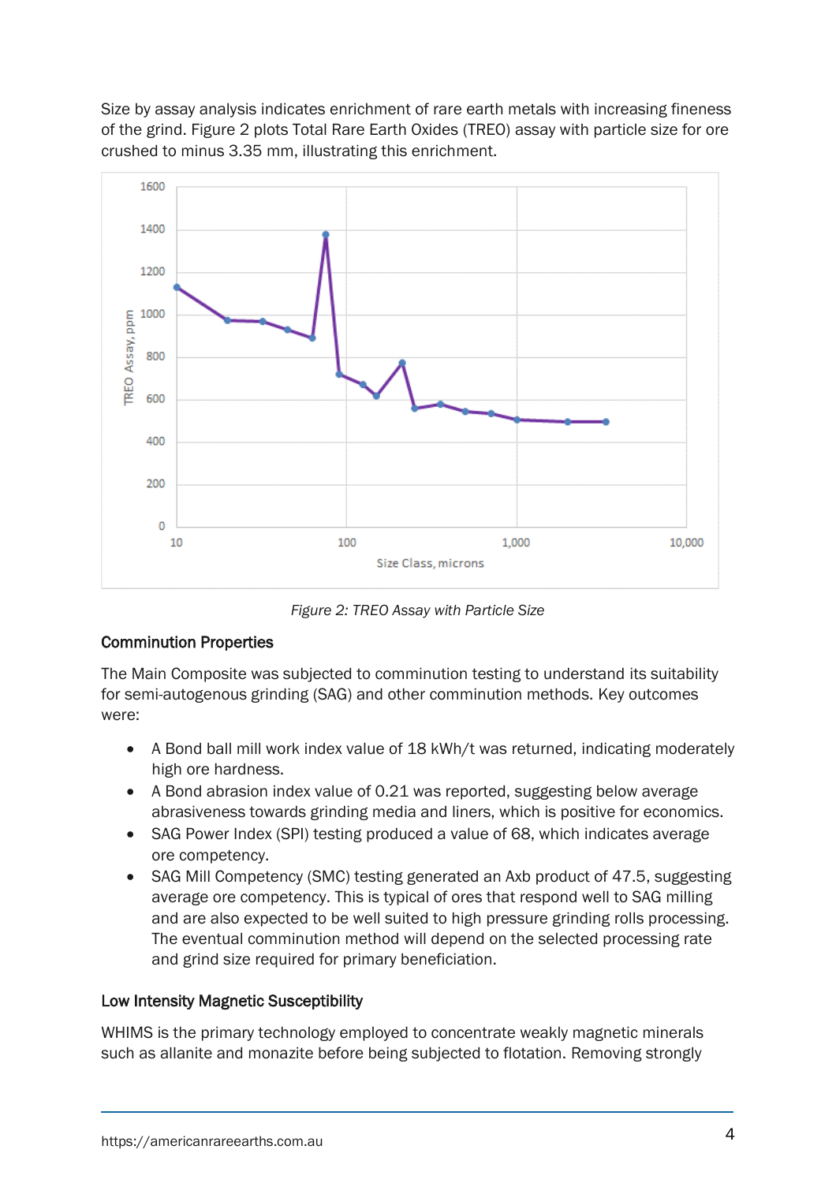Size by assay analysis indicates enrichment of rare earth metals with increasing fineness of the grind. Figure 2 plots Total Rare Earth Oxides (TREO) assay with particle size for ore crushed to minus 3.35 mm, illustrating this enrichment.

*Figure 2: TREO Assay with Particle Size*

### Comminution Properties

The Main Composite was subjected to comminution testing to understand its suitability for semi-autogenous grinding (SAG) and other comminution methods. Key outcomes were:

- A Bond ball mill work index value of 18 kWh/t was returned, indicating moderately high ore hardness.
- A Bond abrasion index value of 0.21 was reported, suggesting below average abrasiveness towards grinding media and liners, which is positive for economics.
- SAG Power Index (SPI) testing produced a value of 68, which indicates average ore competency.
- SAG Mill Competency (SMC) testing generated an Axb product of 47.5, suggesting average ore competency. This is typical of ores that respond well to SAG milling and are also expected to be well suited to high pressure grinding rolls processing. The eventual comminution method will depend on the selected processing rate and grind size required for primary beneficiation.

### Low Intensity Magnetic Susceptibility

WHIMS is the primary technology employed to concentrate weakly magnetic minerals such as allanite and monazite before being subjected to flotation. Removing strongly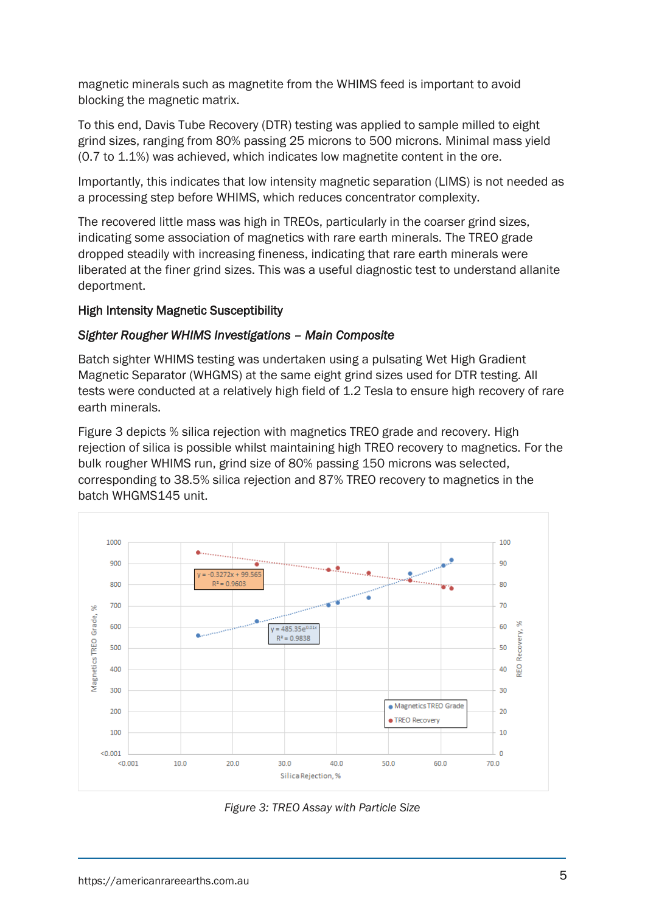magnetic minerals such as magnetite from the WHIMS feed is important to avoid blocking the magnetic matrix.

To this end, Davis Tube Recovery (DTR) testing was applied to sample milled to eight grind sizes, ranging from 80% passing 25 microns to 500 microns. Minimal mass yield (0.7 to 1.1%) was achieved, which indicates low magnetite content in the ore.

Importantly, this indicates that low intensity magnetic separation (LIMS) is not needed as a processing step before WHIMS, which reduces concentrator complexity.

The recovered little mass was high in TREOs, particularly in the coarser grind sizes, indicating some association of magnetics with rare earth minerals. The TREO grade dropped steadily with increasing fineness, indicating that rare earth minerals were liberated at the finer grind sizes. This was a useful diagnostic test to understand allanite deportment.

### High Intensity Magnetic Susceptibility

#### *Sighter Rougher WHIMS Investigations – Main Composite*

Batch sighter WHIMS testing was undertaken using a pulsating Wet High Gradient Magnetic Separator (WHGMS) at the same eight grind sizes used for DTR testing. All tests were conducted at a relatively high field of 1.2 Tesla to ensure high recovery of rare earth minerals.

Figure 3 depicts % silica rejection with magnetics TREO grade and recovery. High rejection of silica is possible whilst maintaining high TREO recovery to magnetics. For the bulk rougher WHIMS run, grind size of 80% passing 150 microns was selected, corresponding to 38.5% silica rejection and 87% TREO recovery to magnetics in the batch WHGMS145 unit.

*Figure 3: TREO Assay with Particle Size*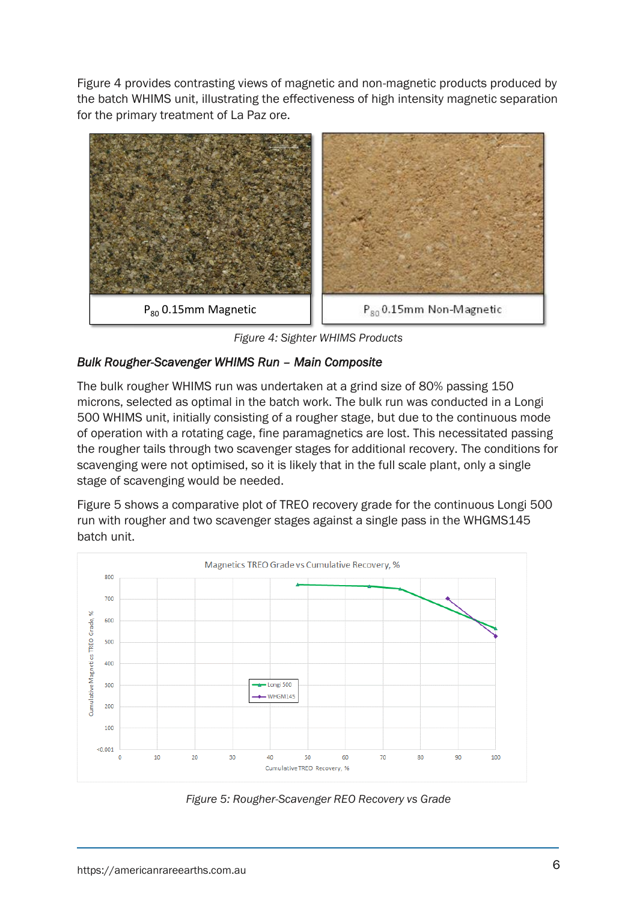Figure 4 provides contrasting views of magnetic and non-magnetic products produced by the batch WHIMS unit, illustrating the effectiveness of high intensity magnetic separation for the primary treatment of La Paz ore.

| $P_{80}$ 0.15mm Magnetic | $P_{80}$ 0.15mm Non-Magnetic |
|---|---|

*Figure 4: Sighter WHIMS Products*

### *Bulk Rougher-Scavenger WHIMS Run – Main Composite*

The bulk rougher WHIMS run was undertaken at a grind size of 80% passing 150 microns, selected as optimal in the batch work. The bulk run was conducted in a Longi 500 WHIMS unit, initially consisting of a rougher stage, but due to the continuous mode of operation with a rotating cage, fine paramagnetics are lost. This necessitated passing the rougher tails through two scavenger stages for additional recovery. The conditions for scavenging were not optimised, so it is likely that in the full scale plant, only a single stage of scavenging would be needed.

Figure 5 shows a comparative plot of TREO recovery grade for the continuous Longi 500 run with rougher and two scavenger stages against a single pass in the WHGMS145 batch unit.

*Figure 5: Rougher-Scavenger REO Recovery vs Grade*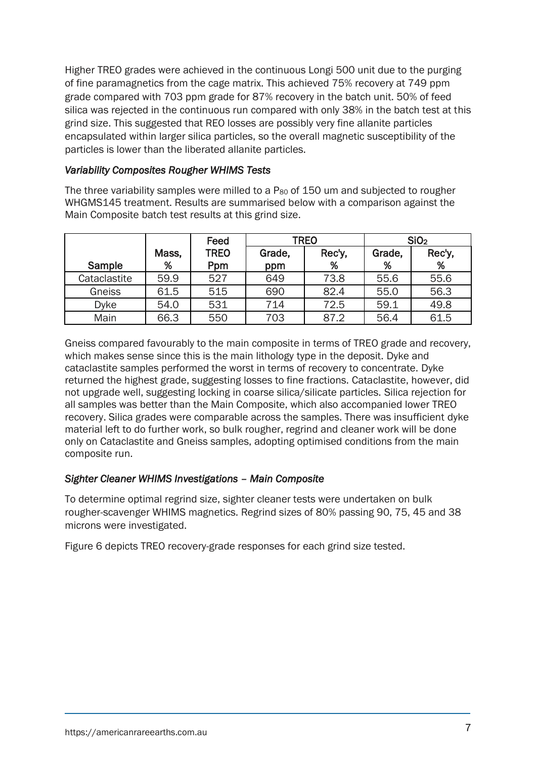Higher TREO grades were achieved in the continuous Longi 500 unit due to the purging of fine paramagnetics from the cage matrix. This achieved 75% recovery at 749 ppm grade compared with 703 ppm grade for 87% recovery in the batch unit. 50% of feed silica was rejected in the continuous run compared with only 38% in the batch test at this grind size. This suggested that REO losses are possibly very fine allanite particles encapsulated within larger silica particles, so the overall magnetic susceptibility of the particles is lower than the liberated allanite particles.

*Variability Composites Rougher WHIMS Tests*

The three variability samples were milled to a $P_{80}$ of 150 um and subjected to rougher WHGMS145 treatment. Results are summarised below with a comparison against the Main Composite batch test results at this grind size.

| | | Feed | TREO | | $SiO_2$ | |
|---|---|---|---|---|---|---|
| Sample | Mass, % | TREO Ppm | Grade, ppm | Rec'y, % | Grade, % | Rec'y, % |
| Cataclastite | 59.9 | 527 | 649 | 73.8 | 55.6 | 55.6 |
| Gneiss | 61.5 | 515 | 690 | 82.4 | 55.0 | 56.3 |
| Dyke | 54.0 | 531 | 714 | 72.5 | 59.1 | 49.8 |
| Main | 66.3 | 550 | 703 | 87.2 | 56.4 | 61.5 |

Gneiss compared favourably to the main composite in terms of TREO grade and recovery, which makes sense since this is the main lithology type in the deposit. Dyke and cataclastite samples performed the worst in terms of recovery to concentrate. Dyke returned the highest grade, suggesting losses to fine fractions. Cataclastite, however, did not upgrade well, suggesting locking in coarse silica/silicate particles. Silica rejection for all samples was better than the Main Composite, which also accompanied lower TREO recovery. Silica grades were comparable across the samples. There was insufficient dyke material left to do further work, so bulk rougher, regrind and cleaner work will be done only on Cataclastite and Gneiss samples, adopting optimised conditions from the main composite run.

*Sighter Cleaner WHIMS Investigations – Main Composite*

To determine optimal regrind size, sighter cleaner tests were undertaken on bulk rougher-scavenger WHIMS magnetics. Regrind sizes of 80% passing 90, 75, 45 and 38 microns were investigated.

Figure 6 depicts TREO recovery-grade responses for each grind size tested.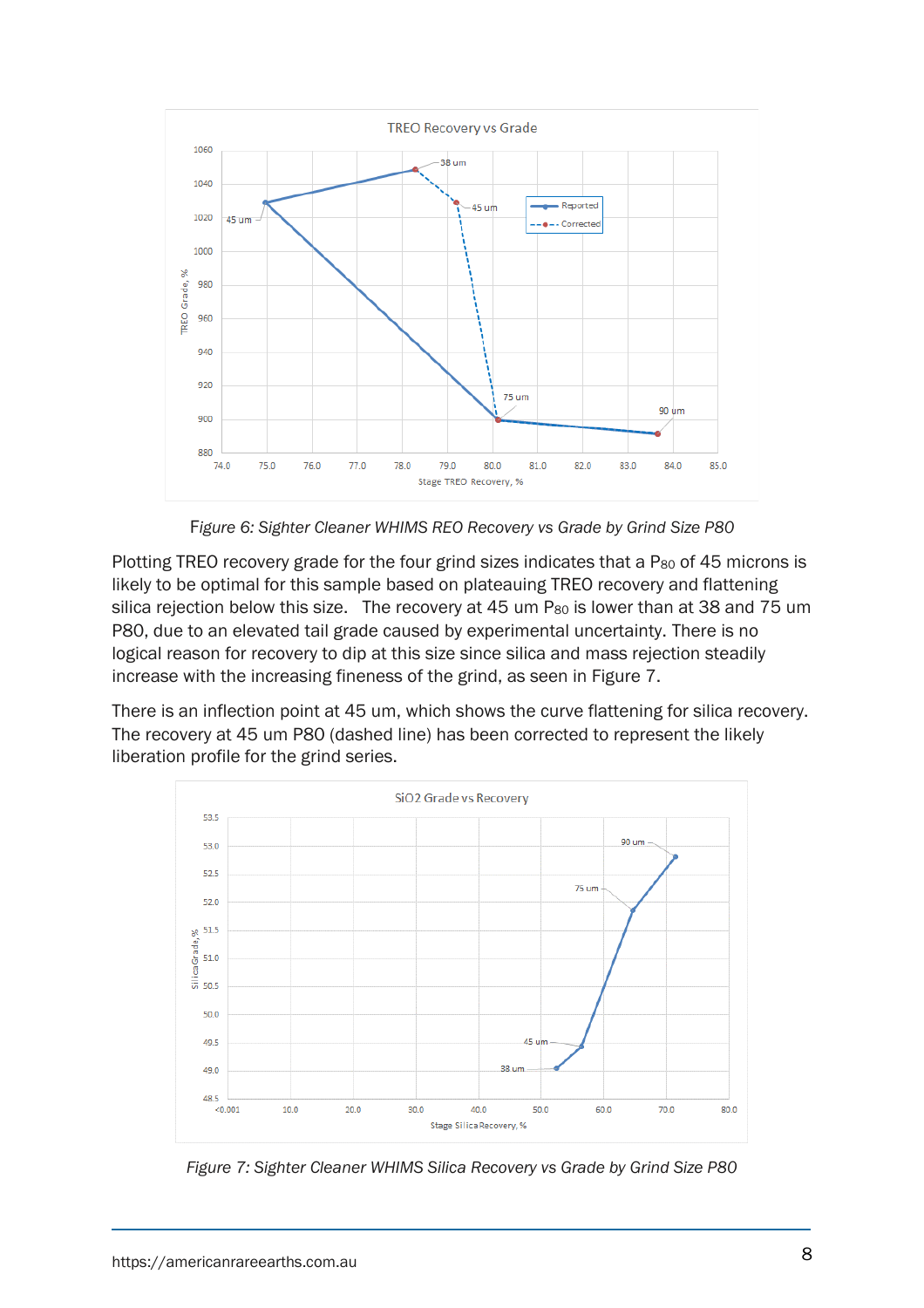*Figure 6: Sighter Cleaner WHIMS REO Recovery vs Grade by Grind Size P80*

Plotting TREO recovery grade for the four grind sizes indicates that a $P_{80}$ of 45 microns is likely to be optimal for this sample based on plateauing TREO recovery and flattening silica rejection below this size. The recovery at 45 um $P_{80}$ is lower than at 38 and 75 um P80, due to an elevated tail grade caused by experimental uncertainty. There is no logical reason for recovery to dip at this size since silica and mass rejection steadily increase with the increasing fineness of the grind, as seen in Figure 7.

There is an inflection point at 45 um, which shows the curve flattening for silica recovery. The recovery at 45 um P80 (dashed line) has been corrected to represent the likely liberation profile for the grind series.

*Figure 7: Sighter Cleaner WHIMS Silica Recovery vs Grade by Grind Size P80*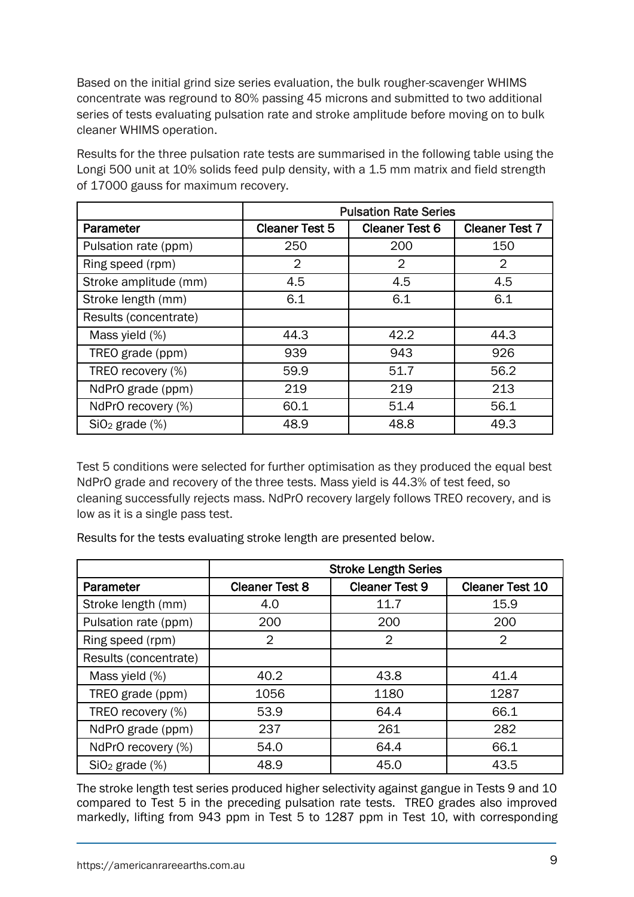Based on the initial grind size series evaluation, the bulk rougher-scavenger WHIMS concentrate was reground to 80% passing 45 microns and submitted to two additional series of tests evaluating pulsation rate and stroke amplitude before moving on to bulk cleaner WHIMS operation.

Results for the three pulsation rate tests are summarised in the following table using the Longi 500 unit at 10% solids feed pulp density, with a 1.5 mm matrix and field strength of 17000 gauss for maximum recovery.

| | Pulsation Rate Series | | |
|---|---|---|---|
| **Parameter** | **Cleaner Test 5** | **Cleaner Test 6** | **Cleaner Test 7** |
| Pulsation rate (ppm) | 250 | 200 | 150 |
| Ring speed (rpm) | 2 | 2 | 2 |
| Stroke amplitude (mm) | 4.5 | 4.5 | 4.5 |
| Stroke length (mm) | 6.1 | 6.1 | 6.1 |
| Results (concentrate) | | | |
| Mass yield (%) | 44.3 | 42.2 | 44.3 |
| TREO grade (ppm) | 939 | 943 | 926 |
| TREO recovery (%) | 59.9 | 51.7 | 56.2 |
| NdPrO grade (ppm) | 219 | 219 | 213 |
| NdPrO recovery (%) | 60.1 | 51.4 | 56.1 |
| $SiO_2$ grade (%) | 48.9 | 48.8 | 49.3 |

Test 5 conditions were selected for further optimisation as they produced the equal best NdPrO grade and recovery of the three tests. Mass yield is 44.3% of test feed, so cleaning successfully rejects mass. NdPrO recovery largely follows TREO recovery, and is low as it is a single pass test.

Results for the tests evaluating stroke length are presented below.

| | Stroke Length Series | | |
|---|---|---|---|
| **Parameter** | **Cleaner Test 8** | **Cleaner Test 9** | **Cleaner Test 10** |
| Stroke length (mm) | 4.0 | 11.7 | 15.9 |
| Pulsation rate (ppm) | 200 | 200 | 200 |
| Ring speed (rpm) | 2 | 2 | 2 |
| Results (concentrate) | | | |
| Mass yield (%) | 40.2 | 43.8 | 41.4 |
| TREO grade (ppm) | 1056 | 1180 | 1287 |
| TREO recovery (%) | 53.9 | 64.4 | 66.1 |
| NdPrO grade (ppm) | 237 | 261 | 282 |
| NdPrO recovery (%) | 54.0 | 64.4 | 66.1 |
| $SiO_2$ grade (%) | 48.9 | 45.0 | 43.5 |

The stroke length test series produced higher selectivity against gangue in Tests 9 and 10 compared to Test 5 in the preceding pulsation rate tests. TREO grades also improved markedly, lifting from 943 ppm in Test 5 to 1287 ppm in Test 10, with corresponding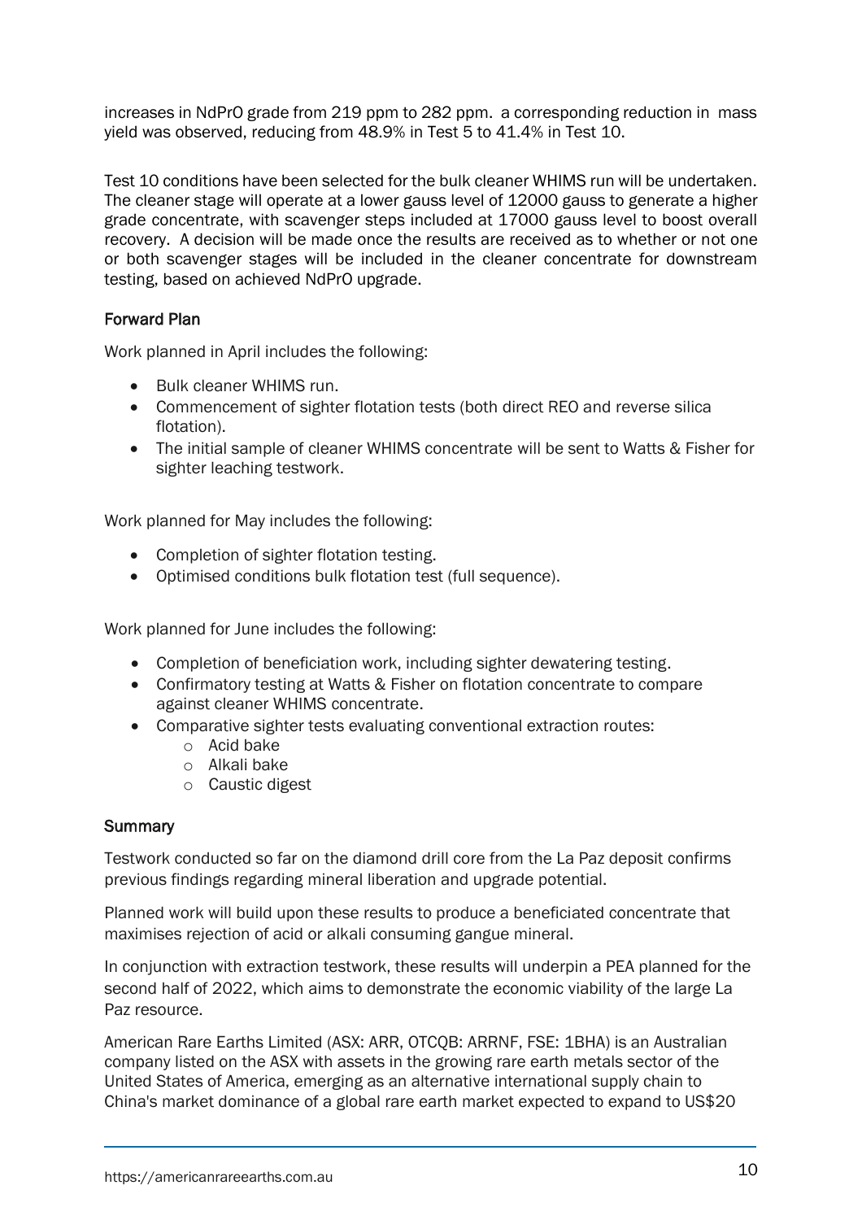increases in NdPrO grade from 219 ppm to 282 ppm.  a corresponding reduction in  mass yield was observed, reducing from 48.9% in Test 5 to 41.4% in Test 10.

Test 10 conditions have been selected for the bulk cleaner WHIMS run will be undertaken. The cleaner stage will operate at a lower gauss level of 12000 gauss to generate a higher grade concentrate, with scavenger steps included at 17000 gauss level to boost overall recovery.  A decision will be made once the results are received as to whether or not one or both scavenger stages will be included in the cleaner concentrate for downstream testing, based on achieved NdPrO upgrade.

## Forward Plan

Work planned in April includes the following:

- Bulk cleaner WHIMS run.
- Commencement of sighter flotation tests (both direct REO and reverse silica flotation).
- The initial sample of cleaner WHIMS concentrate will be sent to Watts & Fisher for sighter leaching testwork.

Work planned for May includes the following:

- Completion of sighter flotation testing.
- Optimised conditions bulk flotation test (full sequence).

Work planned for June includes the following:

- Completion of beneficiation work, including sighter dewatering testing.
- Confirmatory testing at Watts & Fisher on flotation concentrate to compare against cleaner WHIMS concentrate.
- Comparative sighter tests evaluating conventional extraction routes:
  - Acid bake
  - Alkali bake
  - Caustic digest

## Summary

Testwork conducted so far on the diamond drill core from the La Paz deposit confirms previous findings regarding mineral liberation and upgrade potential.

Planned work will build upon these results to produce a beneficiated concentrate that maximises rejection of acid or alkali consuming gangue mineral.

In conjunction with extraction testwork, these results will underpin a PEA planned for the second half of 2022, which aims to demonstrate the economic viability of the large La Paz resource.

American Rare Earths Limited (ASX: ARR, OTCQB: ARRNF, FSE: 1BHA) is an Australian company listed on the ASX with assets in the growing rare earth metals sector of the United States of America, emerging as an alternative international supply chain to China's market dominance of a global rare earth market expected to expand to US$20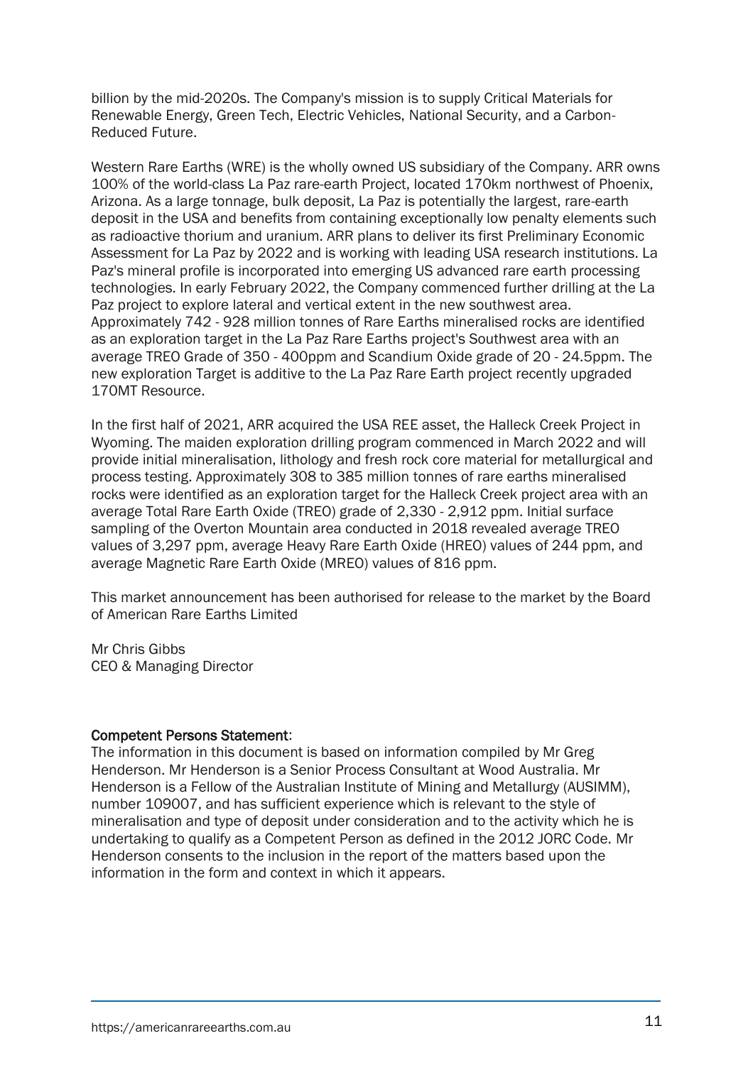billion by the mid-2020s. The Company's mission is to supply Critical Materials for Renewable Energy, Green Tech, Electric Vehicles, National Security, and a Carbon-Reduced Future.

Western Rare Earths (WRE) is the wholly owned US subsidiary of the Company. ARR owns 100% of the world-class La Paz rare-earth Project, located 170km northwest of Phoenix, Arizona. As a large tonnage, bulk deposit, La Paz is potentially the largest, rare-earth deposit in the USA and benefits from containing exceptionally low penalty elements such as radioactive thorium and uranium. ARR plans to deliver its first Preliminary Economic Assessment for La Paz by 2022 and is working with leading USA research institutions. La Paz's mineral profile is incorporated into emerging US advanced rare earth processing technologies. In early February 2022, the Company commenced further drilling at the La Paz project to explore lateral and vertical extent in the new southwest area. Approximately 742 - 928 million tonnes of Rare Earths mineralised rocks are identified as an exploration target in the La Paz Rare Earths project's Southwest area with an average TREO Grade of 350 - 400ppm and Scandium Oxide grade of 20 - 24.5ppm. The new exploration Target is additive to the La Paz Rare Earth project recently upgraded 170MT Resource.

In the first half of 2021, ARR acquired the USA REE asset, the Halleck Creek Project in Wyoming. The maiden exploration drilling program commenced in March 2022 and will provide initial mineralisation, lithology and fresh rock core material for metallurgical and process testing. Approximately 308 to 385 million tonnes of rare earths mineralised rocks were identified as an exploration target for the Halleck Creek project area with an average Total Rare Earth Oxide (TREO) grade of 2,330 - 2,912 ppm. Initial surface sampling of the Overton Mountain area conducted in 2018 revealed average TREO values of 3,297 ppm, average Heavy Rare Earth Oxide (HREO) values of 244 ppm, and average Magnetic Rare Earth Oxide (MREO) values of 816 ppm.

This market announcement has been authorised for release to the market by the Board of American Rare Earths Limited

Mr Chris Gibbs
CEO & Managing Director

**Competent Persons Statement**:
The information in this document is based on information compiled by Mr Greg Henderson. Mr Henderson is a Senior Process Consultant at Wood Australia. Mr Henderson is a Fellow of the Australian Institute of Mining and Metallurgy (AUSIMM), number 109007, and has sufficient experience which is relevant to the style of mineralisation and type of deposit under consideration and to the activity which he is undertaking to qualify as a Competent Person as defined in the 2012 JORC Code. Mr Henderson consents to the inclusion in the report of the matters based upon the information in the form and context in which it appears.